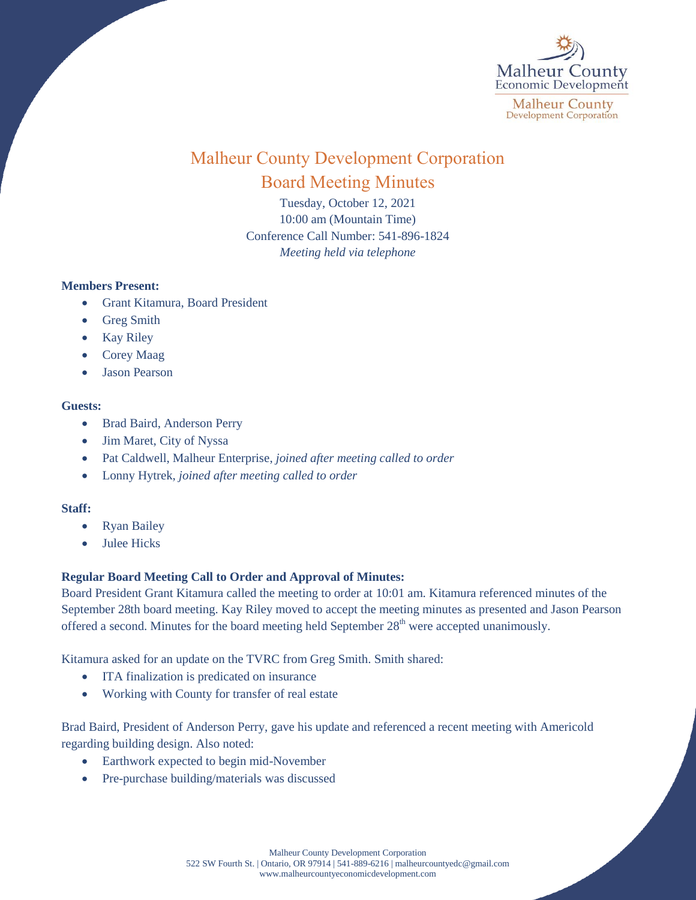# Malheur County Development Corporation

## Board Meeting Minutes

Tuesday, October 12, 2021
10:00 am (Mountain Time)
Conference Call Number: 541-896-1824
*Meeting held via telephone*

**Members Present:**

- Grant Kitamura, Board President
- Greg Smith
- Kay Riley
- Corey Maag
- Jason Pearson

**Guests:**

- Brad Baird, Anderson Perry
- Jim Maret, City of Nyssa
- Pat Caldwell, Malheur Enterprise, *joined after meeting called to order*
- Lonny Hytrek, *joined after meeting called to order*

**Staff:**

- Ryan Bailey
- Julee Hicks

**Regular Board Meeting Call to Order and Approval of Minutes:**

Board President Grant Kitamura called the meeting to order at 10:01 am. Kitamura referenced minutes of the September 28th board meeting. Kay Riley moved to accept the meeting minutes as presented and Jason Pearson offered a second. Minutes for the board meeting held September 28th were accepted unanimously.

Kitamura asked for an update on the TVRC from Greg Smith. Smith shared:

- ITA finalization is predicated on insurance
- Working with County for transfer of real estate

Brad Baird, President of Anderson Perry, gave his update and referenced a recent meeting with Americold regarding building design. Also noted:

- Earthwork expected to begin mid-November
- Pre-purchase building/materials was discussed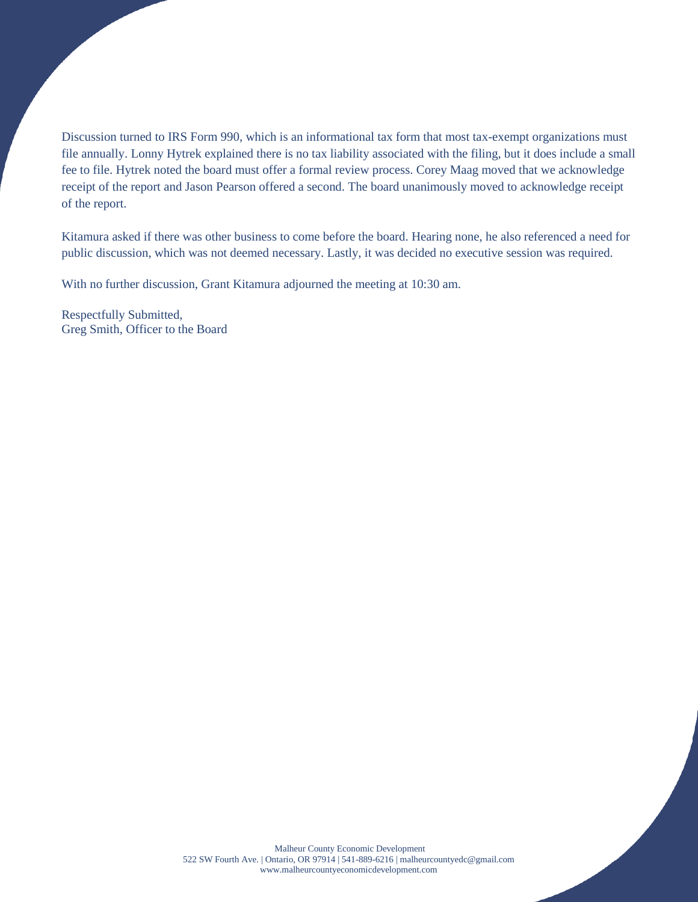Discussion turned to IRS Form 990, which is an informational tax form that most tax-exempt organizations must file annually. Lonny Hytrek explained there is no tax liability associated with the filing, but it does include a small fee to file. Hytrek noted the board must offer a formal review process. Corey Maag moved that we acknowledge receipt of the report and Jason Pearson offered a second. The board unanimously moved to acknowledge receipt of the report.

Kitamura asked if there was other business to come before the board. Hearing none, he also referenced a need for public discussion, which was not deemed necessary. Lastly, it was decided no executive session was required.

With no further discussion, Grant Kitamura adjourned the meeting at 10:30 am.

Respectfully Submitted,
Greg Smith, Officer to the Board